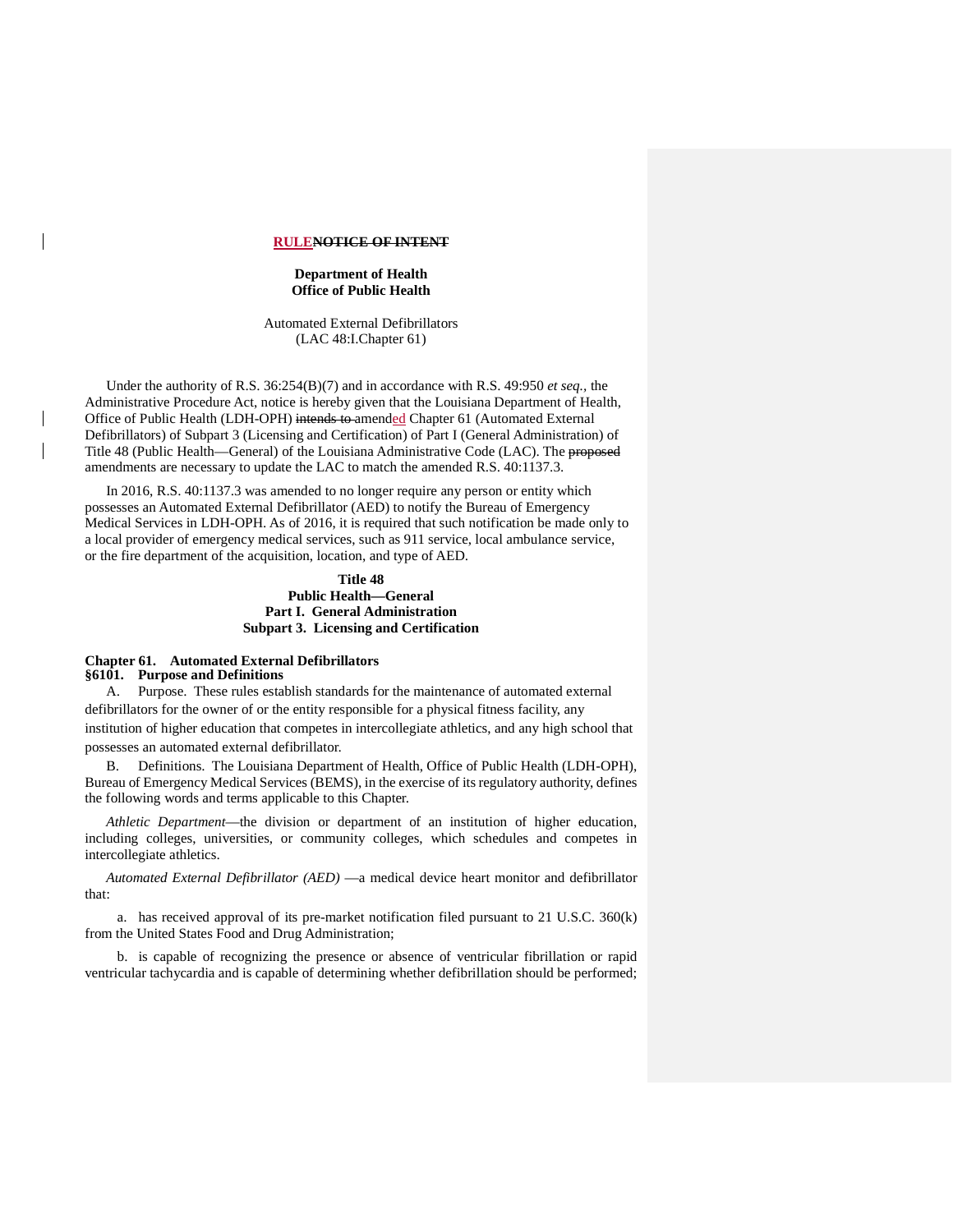**RULE~~NOTICE OF INTENT~~**

**Department of Health**
**Office of Public Health**

Automated External Defibrillators
(LAC 48:I.Chapter 61)

Under the authority of R.S. 36:254(B)(7) and in accordance with R.S. 49:950 *et seq.*, the Administrative Procedure Act, notice is hereby given that the Louisiana Department of Health, Office of Public Health (LDH-OPH) ~~intends to~~ amended Chapter 61 (Automated External Defibrillators) of Subpart 3 (Licensing and Certification) of Part I (General Administration) of Title 48 (Public Health—General) of the Louisiana Administrative Code (LAC). The ~~proposed~~ amendments are necessary to update the LAC to match the amended R.S. 40:1137.3.

In 2016, R.S. 40:1137.3 was amended to no longer require any person or entity which possesses an Automated External Defibrillator (AED) to notify the Bureau of Emergency Medical Services in LDH-OPH. As of 2016, it is required that such notification be made only to a local provider of emergency medical services, such as 911 service, local ambulance service, or the fire department of the acquisition, location, and type of AED.

**Title 48**
**Public Health—General**
**Part I. General Administration**
**Subpart 3. Licensing and Certification**

**Chapter 61. Automated External Defibrillators**

**§6101. Purpose and Definitions**

A. Purpose. These rules establish standards for the maintenance of automated external defibrillators for the owner of or the entity responsible for a physical fitness facility, any institution of higher education that competes in intercollegiate athletics, and any high school that possesses an automated external defibrillator.

B. Definitions. The Louisiana Department of Health, Office of Public Health (LDH-OPH), Bureau of Emergency Medical Services (BEMS), in the exercise of its regulatory authority, defines the following words and terms applicable to this Chapter.

*Athletic Department*—the division or department of an institution of higher education, including colleges, universities, or community colleges, which schedules and competes in intercollegiate athletics.

*Automated External Defibrillator (AED)* —a medical device heart monitor and defibrillator that:

a. has received approval of its pre-market notification filed pursuant to 21 U.S.C. 360(k) from the United States Food and Drug Administration;

b. is capable of recognizing the presence or absence of ventricular fibrillation or rapid ventricular tachycardia and is capable of determining whether defibrillation should be performed;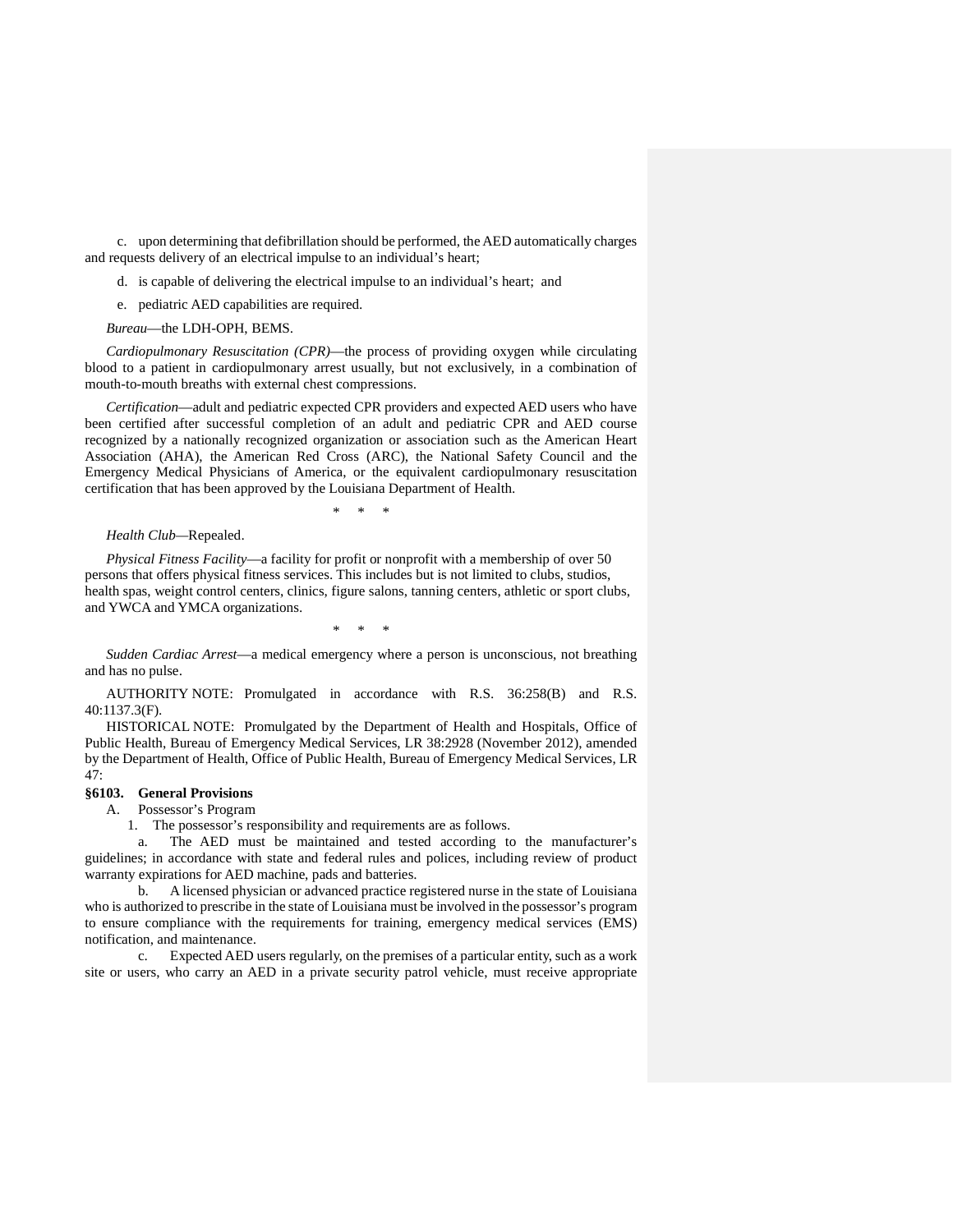c. upon determining that defibrillation should be performed, the AED automatically charges and requests delivery of an electrical impulse to an individual's heart;

d. is capable of delivering the electrical impulse to an individual's heart; and

e. pediatric AED capabilities are required.

*Bureau*—the LDH-OPH, BEMS.

*Cardiopulmonary Resuscitation (CPR)*—the process of providing oxygen while circulating blood to a patient in cardiopulmonary arrest usually, but not exclusively, in a combination of mouth-to-mouth breaths with external chest compressions.

*Certification*—adult and pediatric expected CPR providers and expected AED users who have been certified after successful completion of an adult and pediatric CPR and AED course recognized by a nationally recognized organization or association such as the American Heart Association (AHA), the American Red Cross (ARC), the National Safety Council and the Emergency Medical Physicians of America, or the equivalent cardiopulmonary resuscitation certification that has been approved by the Louisiana Department of Health.

\* \* \*

*Health Club*—Repealed.

*Physical Fitness Facility*—a facility for profit or nonprofit with a membership of over 50 persons that offers physical fitness services. This includes but is not limited to clubs, studios, health spas, weight control centers, clinics, figure salons, tanning centers, athletic or sport clubs, and YWCA and YMCA organizations.

\* \* \*

*Sudden Cardiac Arrest*—a medical emergency where a person is unconscious, not breathing and has no pulse.

AUTHORITY NOTE: Promulgated in accordance with R.S. 36:258(B) and R.S. 40:1137.3(F).

HISTORICAL NOTE: Promulgated by the Department of Health and Hospitals, Office of Public Health, Bureau of Emergency Medical Services, LR 38:2928 (November 2012), amended by the Department of Health, Office of Public Health, Bureau of Emergency Medical Services, LR 47:

**§6103. General Provisions**

A. Possessor's Program

1. The possessor's responsibility and requirements are as follows.

a. The AED must be maintained and tested according to the manufacturer's guidelines; in accordance with state and federal rules and polices, including review of product warranty expirations for AED machine, pads and batteries.

b. A licensed physician or advanced practice registered nurse in the state of Louisiana who is authorized to prescribe in the state of Louisiana must be involved in the possessor's program to ensure compliance with the requirements for training, emergency medical services (EMS) notification, and maintenance.

c. Expected AED users regularly, on the premises of a particular entity, such as a work site or users, who carry an AED in a private security patrol vehicle, must receive appropriate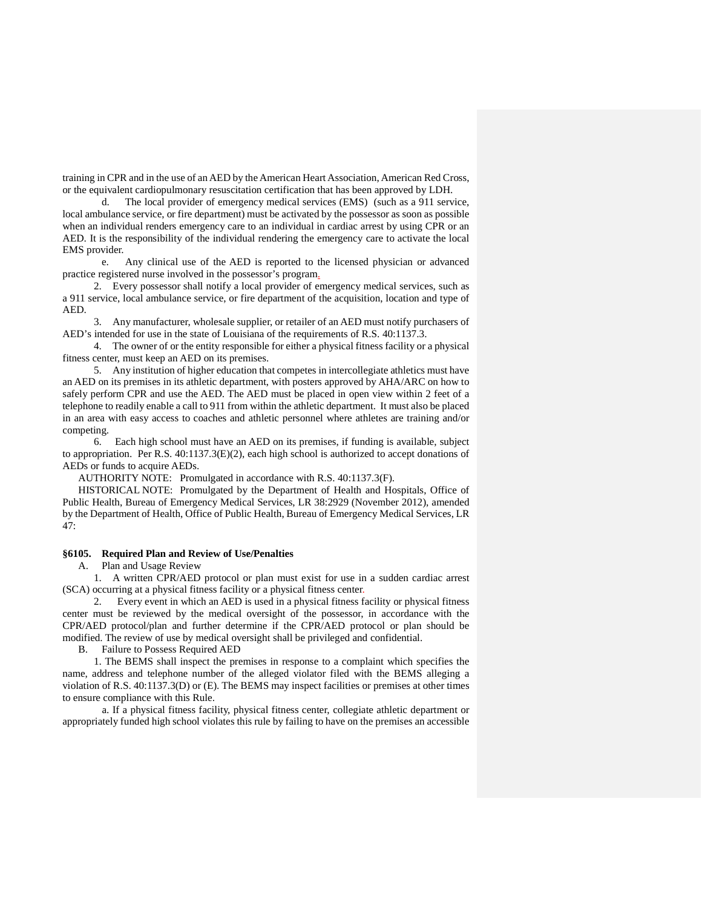training in CPR and in the use of an AED by the American Heart Association, American Red Cross, or the equivalent cardiopulmonary resuscitation certification that has been approved by LDH.

d. The local provider of emergency medical services (EMS) (such as a 911 service, local ambulance service, or fire department) must be activated by the possessor as soon as possible when an individual renders emergency care to an individual in cardiac arrest by using CPR or an AED. It is the responsibility of the individual rendering the emergency care to activate the local EMS provider.

e. Any clinical use of the AED is reported to the licensed physician or advanced practice registered nurse involved in the possessor's program.

2. Every possessor shall notify a local provider of emergency medical services, such as a 911 service, local ambulance service, or fire department of the acquisition, location and type of AED.

3. Any manufacturer, wholesale supplier, or retailer of an AED must notify purchasers of AED's intended for use in the state of Louisiana of the requirements of R.S. 40:1137.3.

4. The owner of or the entity responsible for either a physical fitness facility or a physical fitness center, must keep an AED on its premises.

5. Any institution of higher education that competes in intercollegiate athletics must have an AED on its premises in its athletic department, with posters approved by AHA/ARC on how to safely perform CPR and use the AED. The AED must be placed in open view within 2 feet of a telephone to readily enable a call to 911 from within the athletic department. It must also be placed in an area with easy access to coaches and athletic personnel where athletes are training and/or competing.

6. Each high school must have an AED on its premises, if funding is available, subject to appropriation. Per R.S. 40:1137.3(E)(2), each high school is authorized to accept donations of AEDs or funds to acquire AEDs.

AUTHORITY NOTE: Promulgated in accordance with R.S. 40:1137.3(F).

HISTORICAL NOTE: Promulgated by the Department of Health and Hospitals, Office of Public Health, Bureau of Emergency Medical Services, LR 38:2929 (November 2012), amended by the Department of Health, Office of Public Health, Bureau of Emergency Medical Services, LR 47:

### §6105. Required Plan and Review of Use/Penalties

A. Plan and Usage Review

1. A written CPR/AED protocol or plan must exist for use in a sudden cardiac arrest (SCA) occurring at a physical fitness facility or a physical fitness center.

2. Every event in which an AED is used in a physical fitness facility or physical fitness center must be reviewed by the medical oversight of the possessor, in accordance with the CPR/AED protocol/plan and further determine if the CPR/AED protocol or plan should be modified. The review of use by medical oversight shall be privileged and confidential.

B. Failure to Possess Required AED

1. The BEMS shall inspect the premises in response to a complaint which specifies the name, address and telephone number of the alleged violator filed with the BEMS alleging a violation of R.S. 40:1137.3(D) or (E). The BEMS may inspect facilities or premises at other times to ensure compliance with this Rule.

a. If a physical fitness facility, physical fitness center, collegiate athletic department or appropriately funded high school violates this rule by failing to have on the premises an accessible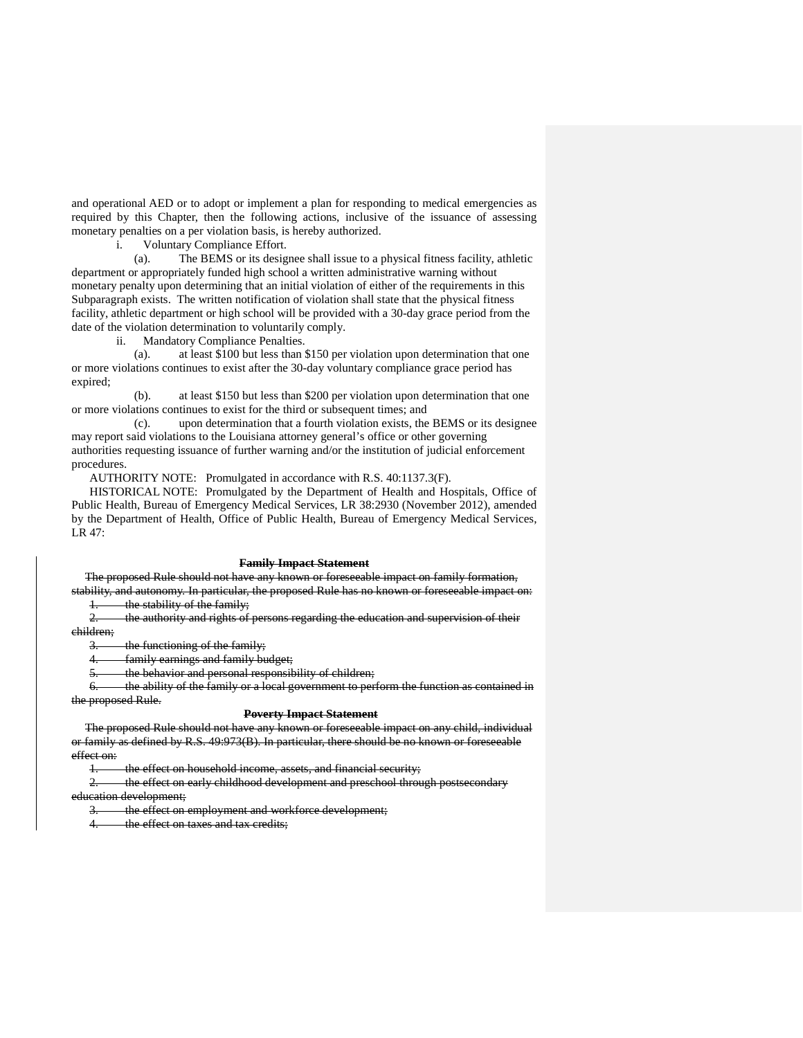and operational AED or to adopt or implement a plan for responding to medical emergencies as required by this Chapter, then the following actions, inclusive of the issuance of assessing monetary penalties on a per violation basis, is hereby authorized.

i. Voluntary Compliance Effort.

(a). The BEMS or its designee shall issue to a physical fitness facility, athletic department or appropriately funded high school a written administrative warning without monetary penalty upon determining that an initial violation of either of the requirements in this Subparagraph exists. The written notification of violation shall state that the physical fitness facility, athletic department or high school will be provided with a 30-day grace period from the date of the violation determination to voluntarily comply.

ii. Mandatory Compliance Penalties.

(a). at least $100 but less than $150 per violation upon determination that one or more violations continues to exist after the 30-day voluntary compliance grace period has expired;

(b). at least $150 but less than $200 per violation upon determination that one or more violations continues to exist for the third or subsequent times; and

(c). upon determination that a fourth violation exists, the BEMS or its designee may report said violations to the Louisiana attorney general's office or other governing authorities requesting issuance of further warning and/or the institution of judicial enforcement procedures.

AUTHORITY NOTE: Promulgated in accordance with R.S. 40:1137.3(F).

HISTORICAL NOTE: Promulgated by the Department of Health and Hospitals, Office of Public Health, Bureau of Emergency Medical Services, LR 38:2930 (November 2012), amended by the Department of Health, Office of Public Health, Bureau of Emergency Medical Services, LR 47:

~~**Family Impact Statement**~~

~~The proposed Rule should not have any known or foreseeable impact on family formation, stability, and autonomy. In particular, the proposed Rule has no known or foreseeable impact on:~~

~~1. the stability of the family;~~

~~2. the authority and rights of persons regarding the education and supervision of their children;~~

~~3. the functioning of the family;~~

~~4. family earnings and family budget;~~

~~5. the behavior and personal responsibility of children;~~

~~6. the ability of the family or a local government to perform the function as contained in the proposed Rule.~~

~~**Poverty Impact Statement**~~

~~The proposed Rule should not have any known or foreseeable impact on any child, individual or family as defined by R.S. 49:973(B). In particular, there should be no known or foreseeable effect on:~~

~~1. the effect on household income, assets, and financial security;~~

~~2. the effect on early childhood development and preschool through postsecondary education development;~~

~~3. the effect on employment and workforce development;~~

~~4. the effect on taxes and tax credits;~~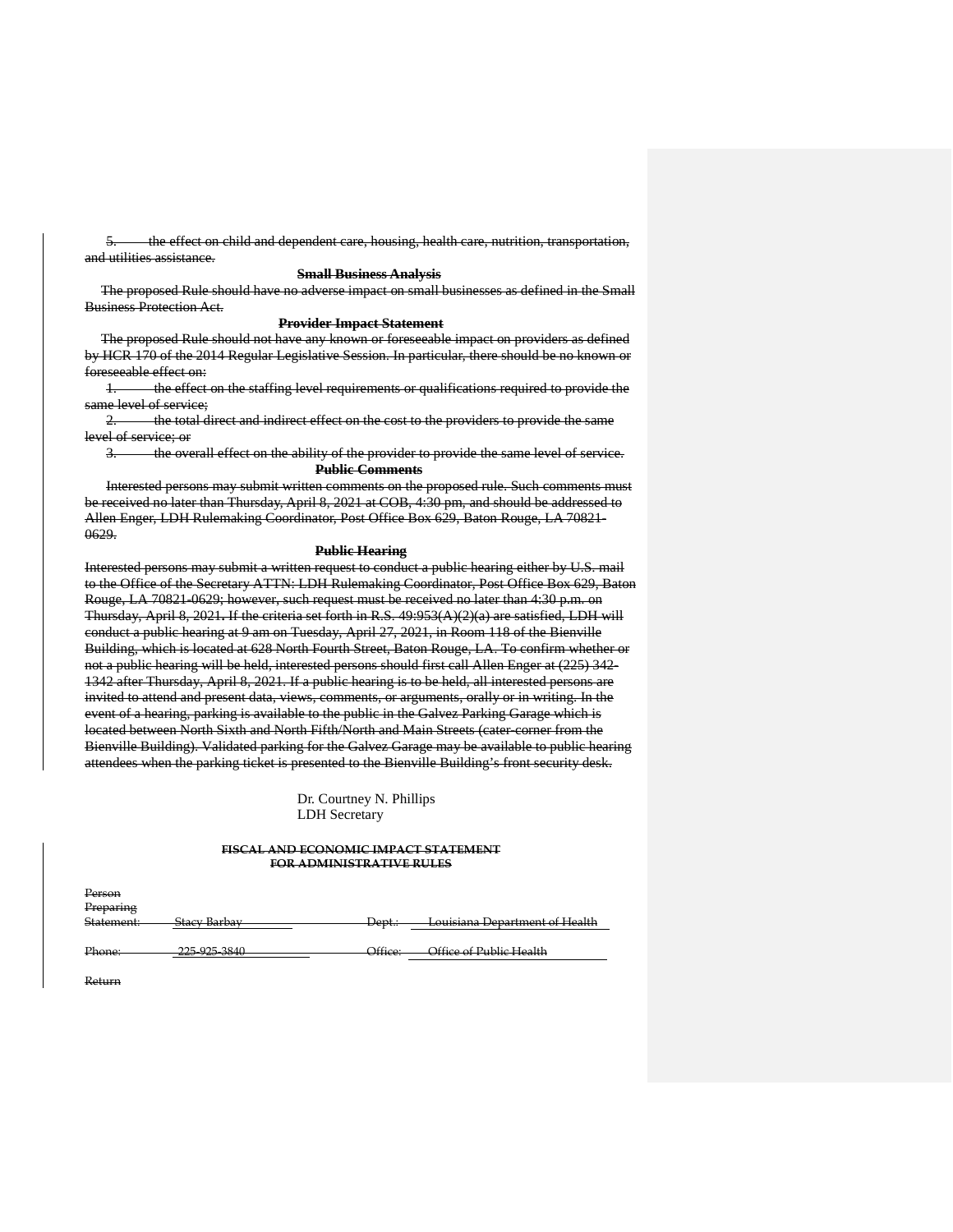5. the effect on child and dependent care, housing, health care, nutrition, transportation, and utilities assistance.

**Small Business Analysis**

The proposed Rule should have no adverse impact on small businesses as defined in the Small Business Protection Act.

**Provider Impact Statement**

The proposed Rule should not have any known or foreseeable impact on providers as defined by HCR 170 of the 2014 Regular Legislative Session. In particular, there should be no known or foreseeable effect on:

1. the effect on the staffing level requirements or qualifications required to provide the same level of service;
2. the total direct and indirect effect on the cost to the providers to provide the same level of service; or
3. the overall effect on the ability of the provider to provide the same level of service.

**Public Comments**

Interested persons may submit written comments on the proposed rule. Such comments must be received no later than Thursday, April 8, 2021 at COB, 4:30 pm, and should be addressed to Allen Enger, LDH Rulemaking Coordinator, Post Office Box 629, Baton Rouge, LA 70821-0629.

**Public Hearing**

Interested persons may submit a written request to conduct a public hearing either by U.S. mail to the Office of the Secretary ATTN: LDH Rulemaking Coordinator, Post Office Box 629, Baton Rouge, LA 70821-0629; however, such request must be received no later than 4:30 p.m. on Thursday, April 8, 2021. If the criteria set forth in R.S. 49:953(A)(2)(a) are satisfied, LDH will conduct a public hearing at 9 am on Tuesday, April 27, 2021, in Room 118 of the Bienville Building, which is located at 628 North Fourth Street, Baton Rouge, LA. To confirm whether or not a public hearing will be held, interested persons should first call Allen Enger at (225) 342-1342 after Thursday, April 8, 2021. If a public hearing is to be held, all interested persons are invited to attend and present data, views, comments, or arguments, orally or in writing. In the event of a hearing, parking is available to the public in the Galvez Parking Garage which is located between North Sixth and North Fifth/North and Main Streets (cater-corner from the Bienville Building). Validated parking for the Galvez Garage may be available to public hearing attendees when the parking ticket is presented to the Bienville Building's front security desk.

Dr. Courtney N. Phillips
LDH Secretary

**FISCAL AND ECONOMIC IMPACT STATEMENT**
**FOR ADMINISTRATIVE RULES**

| Person Preparing Statement: | Stacy Barbay | Dept.: | Louisiana Department of Health |
|---|---|---|---|
| Phone: | 225-925-3840 | Office: | Office of Public Health |

Return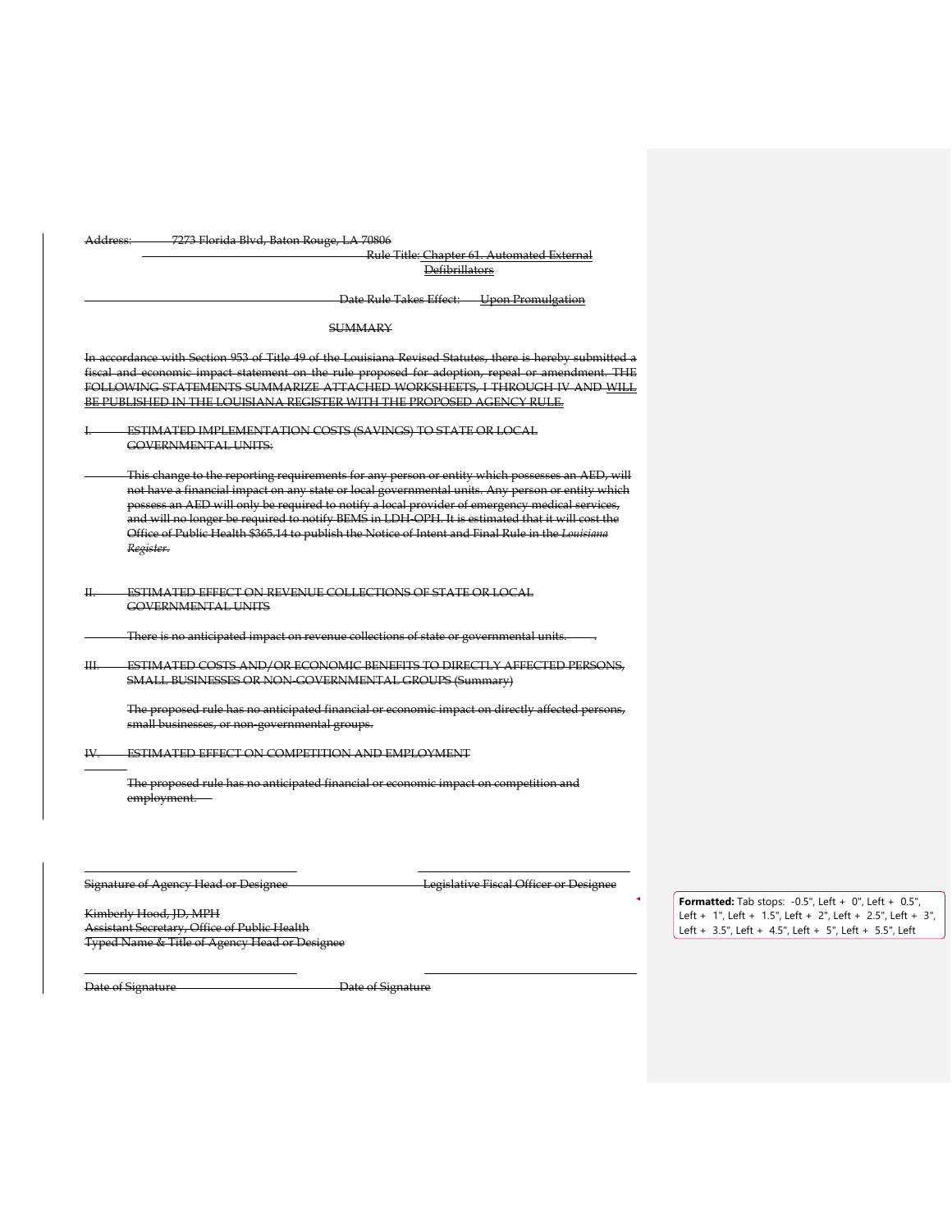Address: 7273 Florida Blvd, Baton Rouge, LA 70806

Rule Title: Chapter 61. Automated External Defibrillators

Date Rule Takes Effect: Upon Promulgation

SUMMARY

In accordance with Section 953 of Title 49 of the Louisiana Revised Statutes, there is hereby submitted a fiscal and economic impact statement on the rule proposed for adoption, repeal or amendment. THE FOLLOWING STATEMENTS SUMMARIZE ATTACHED WORKSHEETS, I THROUGH IV AND WILL BE PUBLISHED IN THE LOUISIANA REGISTER WITH THE PROPOSED AGENCY RULE.

I. ESTIMATED IMPLEMENTATION COSTS (SAVINGS) TO STATE OR LOCAL GOVERNMENTAL UNITS:

This change to the reporting requirements for any person or entity which possesses an AED, will not have a financial impact on any state or local governmental units. Any person or entity which possess an AED will only be required to notify a local provider of emergency medical services, and will no longer be required to notify BEMS in LDH-OPH. It is estimated that it will cost the Office of Public Health $365.14 to publish the Notice of Intent and Final Rule in the *Louisiana Register*.

II. ESTIMATED EFFECT ON REVENUE COLLECTIONS OF STATE OR LOCAL GOVERNMENTAL UNITS

There is no anticipated impact on revenue collections of state or governmental units.

III. ESTIMATED COSTS AND/OR ECONOMIC BENEFITS TO DIRECTLY AFFECTED PERSONS, SMALL BUSINESSES OR NON-GOVERNMENTAL GROUPS (Summary)

The proposed rule has no anticipated financial or economic impact on directly affected persons, small businesses, or non-governmental groups.

IV. ESTIMATED EFFECT ON COMPETITION AND EMPLOYMENT

The proposed rule has no anticipated financial or economic impact on competition and employment.

Signature of Agency Head or Designee

Legislative Fiscal Officer or Designee

Kimberly Hood, JD, MPH
Assistant Secretary, Office of Public Health
Typed Name & Title of Agency Head or Designee

Date of Signature

Date of Signature

**Formatted:** Tab stops: -0.5", Left + 0", Left + 0.5", Left + 1", Left + 1.5", Left + 2", Left + 2.5", Left + 3", Left + 3.5", Left + 4.5", Left + 5", Left + 5.5", Left